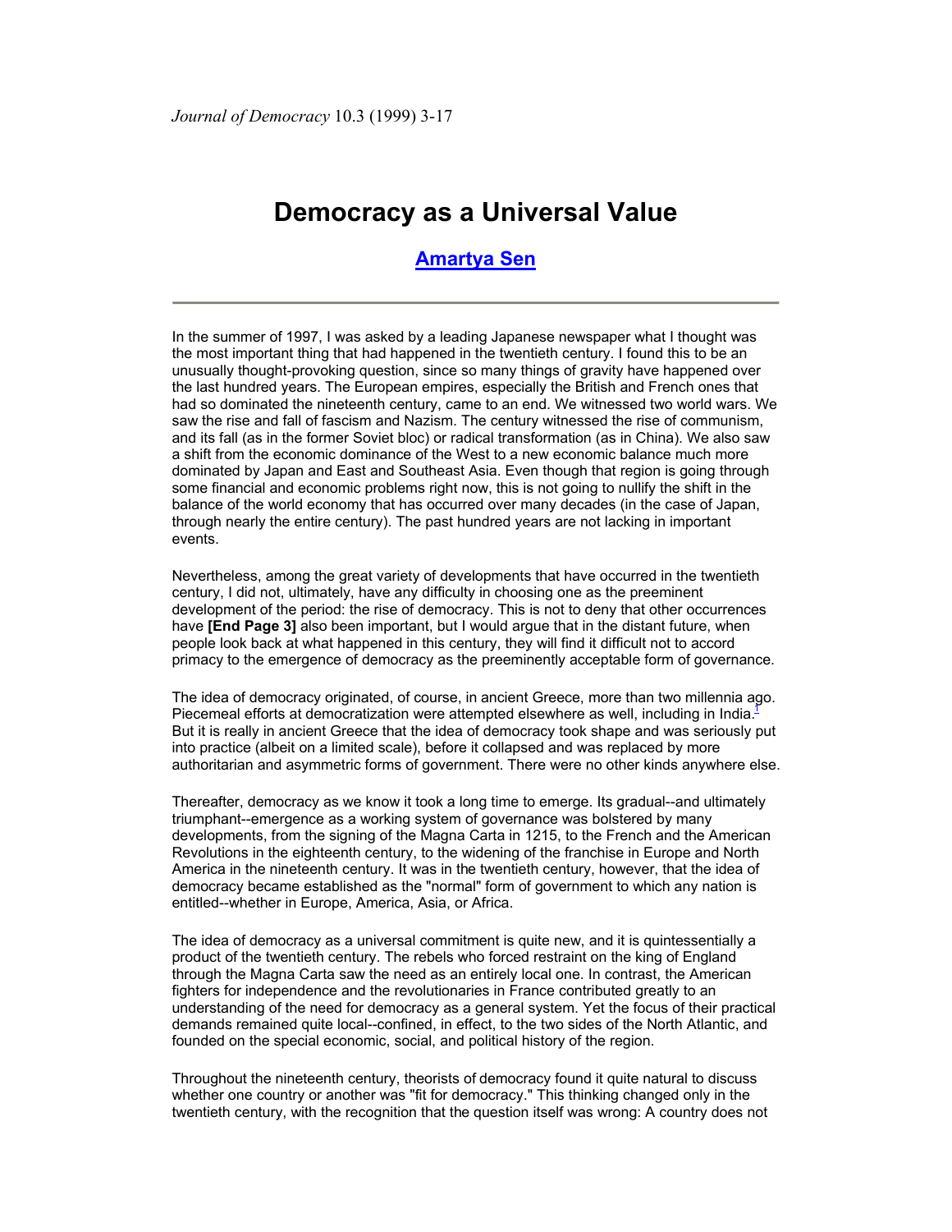*Journal of Democracy* 10.3 (1999) 3-17

# Democracy as a Universal Value

## Amartya Sen

---

In the summer of 1997, I was asked by a leading Japanese newspaper what I thought was the most important thing that had happened in the twentieth century. I found this to be an unusually thought-provoking question, since so many things of gravity have happened over the last hundred years. The European empires, especially the British and French ones that had so dominated the nineteenth century, came to an end. We witnessed two world wars. We saw the rise and fall of fascism and Nazism. The century witnessed the rise of communism, and its fall (as in the former Soviet bloc) or radical transformation (as in China). We also saw a shift from the economic dominance of the West to a new economic balance much more dominated by Japan and East and Southeast Asia. Even though that region is going through some financial and economic problems right now, this is not going to nullify the shift in the balance of the world economy that has occurred over many decades (in the case of Japan, through nearly the entire century). The past hundred years are not lacking in important events.

Nevertheless, among the great variety of developments that have occurred in the twentieth century, I did not, ultimately, have any difficulty in choosing one as the preeminent development of the period: the rise of democracy. This is not to deny that other occurrences have **[End Page 3]** also been important, but I would argue that in the distant future, when people look back at what happened in this century, they will find it difficult not to accord primacy to the emergence of democracy as the preeminently acceptable form of governance.

The idea of democracy originated, of course, in ancient Greece, more than two millennia ago. Piecemeal efforts at democratization were attempted elsewhere as well, including in India.[1] But it is really in ancient Greece that the idea of democracy took shape and was seriously put into practice (albeit on a limited scale), before it collapsed and was replaced by more authoritarian and asymmetric forms of government. There were no other kinds anywhere else.

Thereafter, democracy as we know it took a long time to emerge. Its gradual--and ultimately triumphant--emergence as a working system of governance was bolstered by many developments, from the signing of the Magna Carta in 1215, to the French and the American Revolutions in the eighteenth century, to the widening of the franchise in Europe and North America in the nineteenth century. It was in the twentieth century, however, that the idea of democracy became established as the "normal" form of government to which any nation is entitled--whether in Europe, America, Asia, or Africa.

The idea of democracy as a universal commitment is quite new, and it is quintessentially a product of the twentieth century. The rebels who forced restraint on the king of England through the Magna Carta saw the need as an entirely local one. In contrast, the American fighters for independence and the revolutionaries in France contributed greatly to an understanding of the need for democracy as a general system. Yet the focus of their practical demands remained quite local--confined, in effect, to the two sides of the North Atlantic, and founded on the special economic, social, and political history of the region.

Throughout the nineteenth century, theorists of democracy found it quite natural to discuss whether one country or another was "fit for democracy." This thinking changed only in the twentieth century, with the recognition that the question itself was wrong: A country does not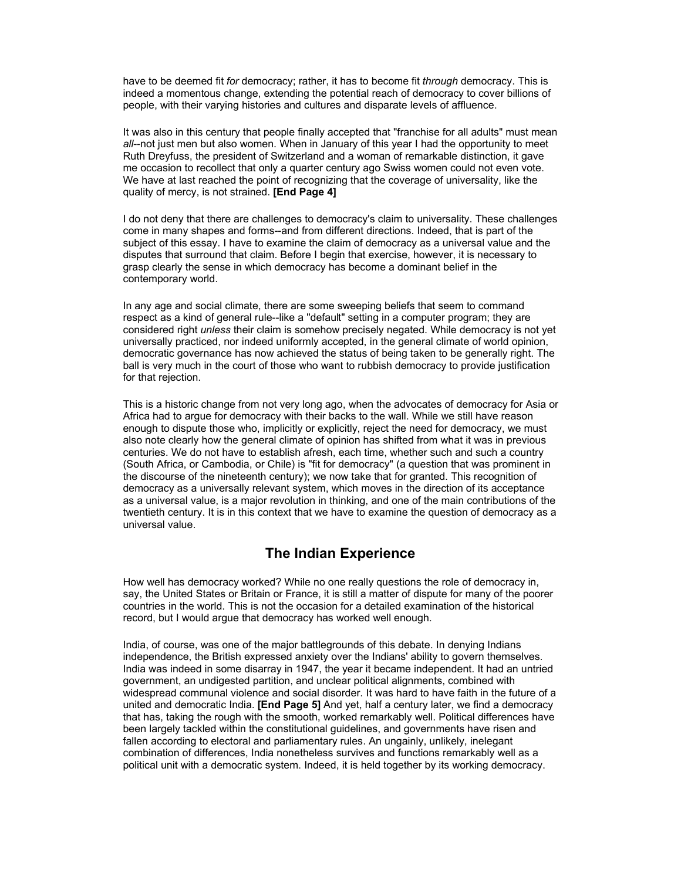have to be deemed fit *for* democracy; rather, it has to become fit *through* democracy. This is indeed a momentous change, extending the potential reach of democracy to cover billions of people, with their varying histories and cultures and disparate levels of affluence.

It was also in this century that people finally accepted that "franchise for all adults" must mean *all*--not just men but also women. When in January of this year I had the opportunity to meet Ruth Dreyfuss, the president of Switzerland and a woman of remarkable distinction, it gave me occasion to recollect that only a quarter century ago Swiss women could not even vote. We have at last reached the point of recognizing that the coverage of universality, like the quality of mercy, is not strained. **[End Page 4]**

I do not deny that there are challenges to democracy's claim to universality. These challenges come in many shapes and forms--and from different directions. Indeed, that is part of the subject of this essay. I have to examine the claim of democracy as a universal value and the disputes that surround that claim. Before I begin that exercise, however, it is necessary to grasp clearly the sense in which democracy has become a dominant belief in the contemporary world.

In any age and social climate, there are some sweeping beliefs that seem to command respect as a kind of general rule--like a "default" setting in a computer program; they are considered right *unless* their claim is somehow precisely negated. While democracy is not yet universally practiced, nor indeed uniformly accepted, in the general climate of world opinion, democratic governance has now achieved the status of being taken to be generally right. The ball is very much in the court of those who want to rubbish democracy to provide justification for that rejection.

This is a historic change from not very long ago, when the advocates of democracy for Asia or Africa had to argue for democracy with their backs to the wall. While we still have reason enough to dispute those who, implicitly or explicitly, reject the need for democracy, we must also note clearly how the general climate of opinion has shifted from what it was in previous centuries. We do not have to establish afresh, each time, whether such and such a country (South Africa, or Cambodia, or Chile) is "fit for democracy" (a question that was prominent in the discourse of the nineteenth century); we now take that for granted. This recognition of democracy as a universally relevant system, which moves in the direction of its acceptance as a universal value, is a major revolution in thinking, and one of the main contributions of the twentieth century. It is in this context that we have to examine the question of democracy as a universal value.

## The Indian Experience

How well has democracy worked? While no one really questions the role of democracy in, say, the United States or Britain or France, it is still a matter of dispute for many of the poorer countries in the world. This is not the occasion for a detailed examination of the historical record, but I would argue that democracy has worked well enough.

India, of course, was one of the major battlegrounds of this debate. In denying Indians independence, the British expressed anxiety over the Indians' ability to govern themselves. India was indeed in some disarray in 1947, the year it became independent. It had an untried government, an undigested partition, and unclear political alignments, combined with widespread communal violence and social disorder. It was hard to have faith in the future of a united and democratic India. **[End Page 5]** And yet, half a century later, we find a democracy that has, taking the rough with the smooth, worked remarkably well. Political differences have been largely tackled within the constitutional guidelines, and governments have risen and fallen according to electoral and parliamentary rules. An ungainly, unlikely, inelegant combination of differences, India nonetheless survives and functions remarkably well as a political unit with a democratic system. Indeed, it is held together by its working democracy.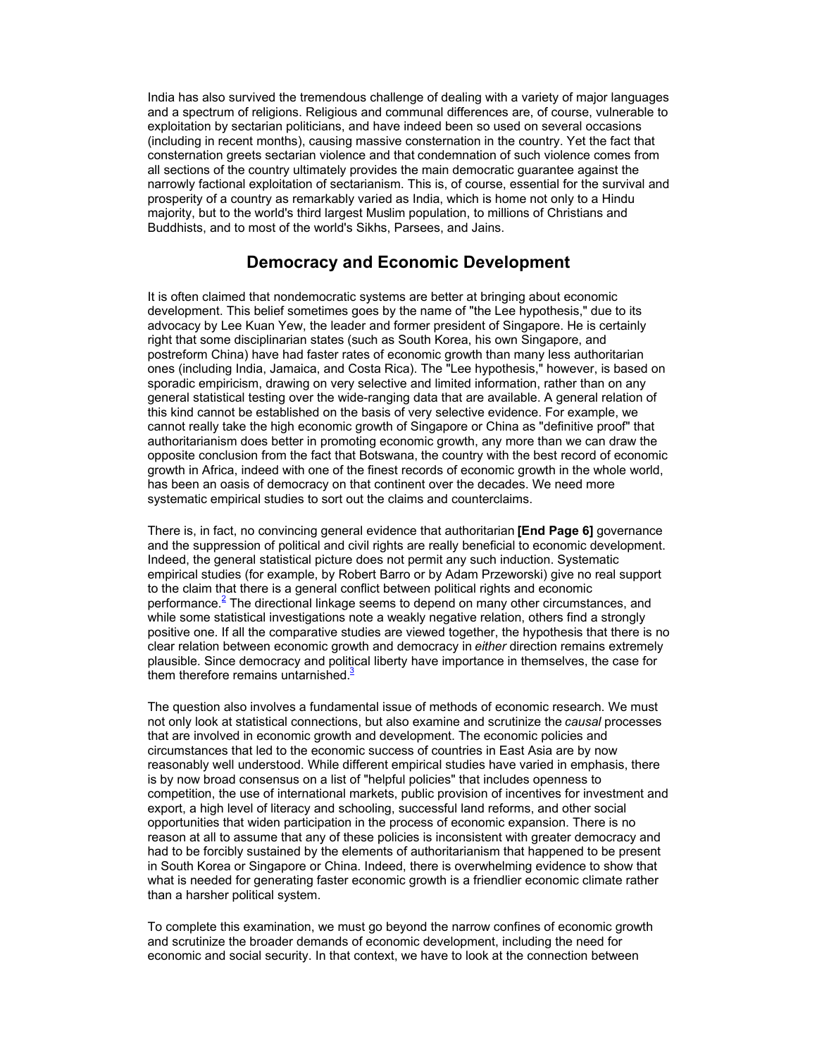India has also survived the tremendous challenge of dealing with a variety of major languages and a spectrum of religions. Religious and communal differences are, of course, vulnerable to exploitation by sectarian politicians, and have indeed been so used on several occasions (including in recent months), causing massive consternation in the country. Yet the fact that consternation greets sectarian violence and that condemnation of such violence comes from all sections of the country ultimately provides the main democratic guarantee against the narrowly factional exploitation of sectarianism. This is, of course, essential for the survival and prosperity of a country as remarkably varied as India, which is home not only to a Hindu majority, but to the world's third largest Muslim population, to millions of Christians and Buddhists, and to most of the world's Sikhs, Parsees, and Jains.

## Democracy and Economic Development

It is often claimed that nondemocratic systems are better at bringing about economic development. This belief sometimes goes by the name of "the Lee hypothesis," due to its advocacy by Lee Kuan Yew, the leader and former president of Singapore. He is certainly right that some disciplinarian states (such as South Korea, his own Singapore, and postreform China) have had faster rates of economic growth than many less authoritarian ones (including India, Jamaica, and Costa Rica). The "Lee hypothesis," however, is based on sporadic empiricism, drawing on very selective and limited information, rather than on any general statistical testing over the wide-ranging data that are available. A general relation of this kind cannot be established on the basis of very selective evidence. For example, we cannot really take the high economic growth of Singapore or China as "definitive proof" that authoritarianism does better in promoting economic growth, any more than we can draw the opposite conclusion from the fact that Botswana, the country with the best record of economic growth in Africa, indeed with one of the finest records of economic growth in the whole world, has been an oasis of democracy on that continent over the decades. We need more systematic empirical studies to sort out the claims and counterclaims.

There is, in fact, no convincing general evidence that authoritarian **[End Page 6]** governance and the suppression of political and civil rights are really beneficial to economic development. Indeed, the general statistical picture does not permit any such induction. Systematic empirical studies (for example, by Robert Barro or by Adam Przeworski) give no real support to the claim that there is a general conflict between political rights and economic performance.[2] The directional linkage seems to depend on many other circumstances, and while some statistical investigations note a weakly negative relation, others find a strongly positive one. If all the comparative studies are viewed together, the hypothesis that there is no clear relation between economic growth and democracy in *either* direction remains extremely plausible. Since democracy and political liberty have importance in themselves, the case for them therefore remains untarnished.[3]

The question also involves a fundamental issue of methods of economic research. We must not only look at statistical connections, but also examine and scrutinize the *causal* processes that are involved in economic growth and development. The economic policies and circumstances that led to the economic success of countries in East Asia are by now reasonably well understood. While different empirical studies have varied in emphasis, there is by now broad consensus on a list of "helpful policies" that includes openness to competition, the use of international markets, public provision of incentives for investment and export, a high level of literacy and schooling, successful land reforms, and other social opportunities that widen participation in the process of economic expansion. There is no reason at all to assume that any of these policies is inconsistent with greater democracy and had to be forcibly sustained by the elements of authoritarianism that happened to be present in South Korea or Singapore or China. Indeed, there is overwhelming evidence to show that what is needed for generating faster economic growth is a friendlier economic climate rather than a harsher political system.

To complete this examination, we must go beyond the narrow confines of economic growth and scrutinize the broader demands of economic development, including the need for economic and social security. In that context, we have to look at the connection between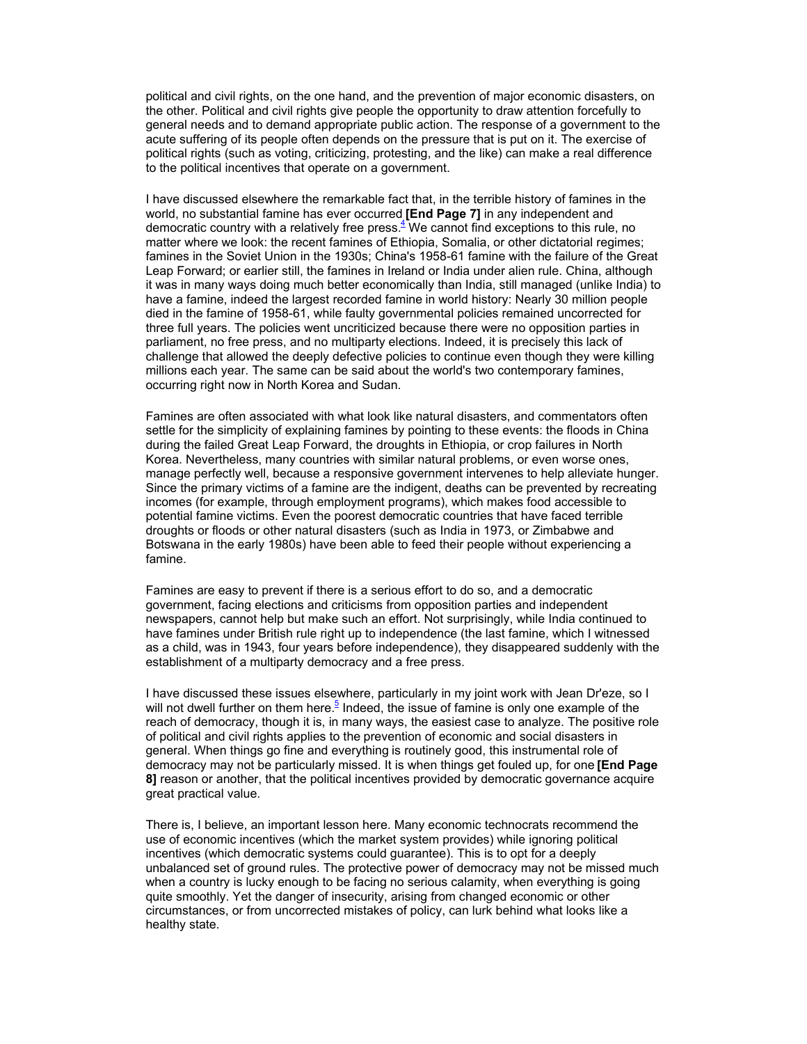political and civil rights, on the one hand, and the prevention of major economic disasters, on the other. Political and civil rights give people the opportunity to draw attention forcefully to general needs and to demand appropriate public action. The response of a government to the acute suffering of its people often depends on the pressure that is put on it. The exercise of political rights (such as voting, criticizing, protesting, and the like) can make a real difference to the political incentives that operate on a government.

I have discussed elsewhere the remarkable fact that, in the terrible history of famines in the world, no substantial famine has ever occurred **[End Page 7]** in any independent and democratic country with a relatively free press.[4] We cannot find exceptions to this rule, no matter where we look: the recent famines of Ethiopia, Somalia, or other dictatorial regimes; famines in the Soviet Union in the 1930s; China's 1958-61 famine with the failure of the Great Leap Forward; or earlier still, the famines in Ireland or India under alien rule. China, although it was in many ways doing much better economically than India, still managed (unlike India) to have a famine, indeed the largest recorded famine in world history: Nearly 30 million people died in the famine of 1958-61, while faulty governmental policies remained uncorrected for three full years. The policies went uncriticized because there were no opposition parties in parliament, no free press, and no multiparty elections. Indeed, it is precisely this lack of challenge that allowed the deeply defective policies to continue even though they were killing millions each year. The same can be said about the world's two contemporary famines, occurring right now in North Korea and Sudan.

Famines are often associated with what look like natural disasters, and commentators often settle for the simplicity of explaining famines by pointing to these events: the floods in China during the failed Great Leap Forward, the droughts in Ethiopia, or crop failures in North Korea. Nevertheless, many countries with similar natural problems, or even worse ones, manage perfectly well, because a responsive government intervenes to help alleviate hunger. Since the primary victims of a famine are the indigent, deaths can be prevented by recreating incomes (for example, through employment programs), which makes food accessible to potential famine victims. Even the poorest democratic countries that have faced terrible droughts or floods or other natural disasters (such as India in 1973, or Zimbabwe and Botswana in the early 1980s) have been able to feed their people without experiencing a famine.

Famines are easy to prevent if there is a serious effort to do so, and a democratic government, facing elections and criticisms from opposition parties and independent newspapers, cannot help but make such an effort. Not surprisingly, while India continued to have famines under British rule right up to independence (the last famine, which I witnessed as a child, was in 1943, four years before independence), they disappeared suddenly with the establishment of a multiparty democracy and a free press.

I have discussed these issues elsewhere, particularly in my joint work with Jean Dr'eze, so I will not dwell further on them here.[5] Indeed, the issue of famine is only one example of the reach of democracy, though it is, in many ways, the easiest case to analyze. The positive role of political and civil rights applies to the prevention of economic and social disasters in general. When things go fine and everything is routinely good, this instrumental role of democracy may not be particularly missed. It is when things get fouled up, for one **[End Page 8]** reason or another, that the political incentives provided by democratic governance acquire great practical value.

There is, I believe, an important lesson here. Many economic technocrats recommend the use of economic incentives (which the market system provides) while ignoring political incentives (which democratic systems could guarantee). This is to opt for a deeply unbalanced set of ground rules. The protective power of democracy may not be missed much when a country is lucky enough to be facing no serious calamity, when everything is going quite smoothly. Yet the danger of insecurity, arising from changed economic or other circumstances, or from uncorrected mistakes of policy, can lurk behind what looks like a healthy state.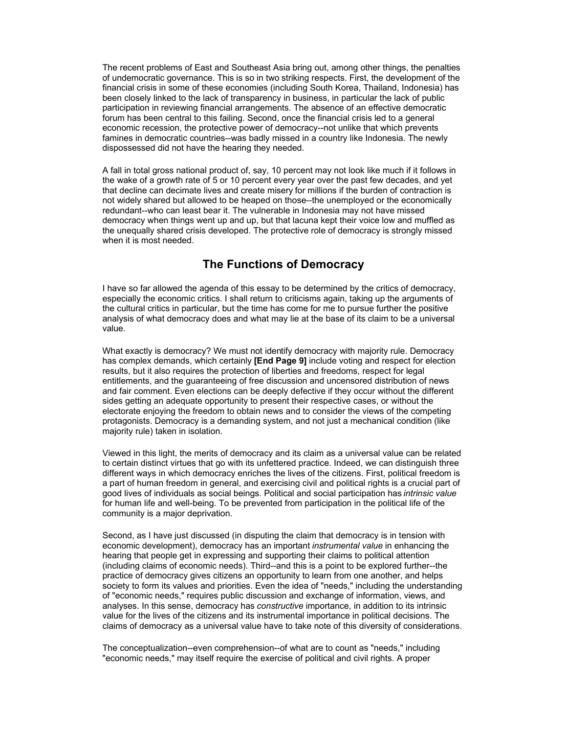The recent problems of East and Southeast Asia bring out, among other things, the penalties of undemocratic governance. This is so in two striking respects. First, the development of the financial crisis in some of these economies (including South Korea, Thailand, Indonesia) has been closely linked to the lack of transparency in business, in particular the lack of public participation in reviewing financial arrangements. The absence of an effective democratic forum has been central to this failing. Second, once the financial crisis led to a general economic recession, the protective power of democracy--not unlike that which prevents famines in democratic countries--was badly missed in a country like Indonesia. The newly dispossessed did not have the hearing they needed.

A fall in total gross national product of, say, 10 percent may not look like much if it follows in the wake of a growth rate of 5 or 10 percent every year over the past few decades, and yet that decline can decimate lives and create misery for millions if the burden of contraction is not widely shared but allowed to be heaped on those--the unemployed or the economically redundant--who can least bear it. The vulnerable in Indonesia may not have missed democracy when things went up and up, but that lacuna kept their voice low and muffled as the unequally shared crisis developed. The protective role of democracy is strongly missed when it is most needed.

## The Functions of Democracy

I have so far allowed the agenda of this essay to be determined by the critics of democracy, especially the economic critics. I shall return to criticisms again, taking up the arguments of the cultural critics in particular, but the time has come for me to pursue further the positive analysis of what democracy does and what may lie at the base of its claim to be a universal value.

What exactly is democracy? We must not identify democracy with majority rule. Democracy has complex demands, which certainly **[End Page 9]** include voting and respect for election results, but it also requires the protection of liberties and freedoms, respect for legal entitlements, and the guaranteeing of free discussion and uncensored distribution of news and fair comment. Even elections can be deeply defective if they occur without the different sides getting an adequate opportunity to present their respective cases, or without the electorate enjoying the freedom to obtain news and to consider the views of the competing protagonists. Democracy is a demanding system, and not just a mechanical condition (like majority rule) taken in isolation.

Viewed in this light, the merits of democracy and its claim as a universal value can be related to certain distinct virtues that go with its unfettered practice. Indeed, we can distinguish three different ways in which democracy enriches the lives of the citizens. First, political freedom is a part of human freedom in general, and exercising civil and political rights is a crucial part of good lives of individuals as social beings. Political and social participation has *intrinsic value* for human life and well-being. To be prevented from participation in the political life of the community is a major deprivation.

Second, as I have just discussed (in disputing the claim that democracy is in tension with economic development), democracy has an important *instrumental value* in enhancing the hearing that people get in expressing and supporting their claims to political attention (including claims of economic needs). Third--and this is a point to be explored further--the practice of democracy gives citizens an opportunity to learn from one another, and helps society to form its values and priorities. Even the idea of "needs," including the understanding of "economic needs," requires public discussion and exchange of information, views, and analyses. In this sense, democracy has *constructive* importance, in addition to its intrinsic value for the lives of the citizens and its instrumental importance in political decisions. The claims of democracy as a universal value have to take note of this diversity of considerations.

The conceptualization--even comprehension--of what are to count as "needs," including "economic needs," may itself require the exercise of political and civil rights. A proper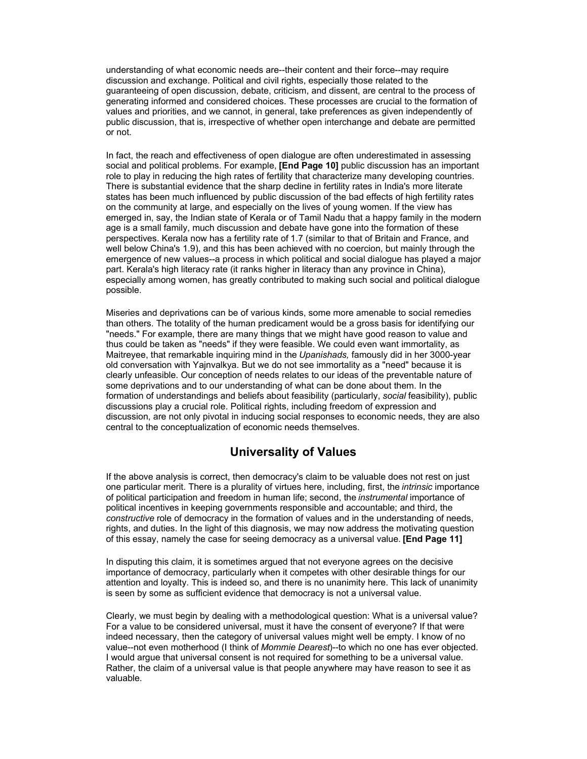understanding of what economic needs are--their content and their force--may require discussion and exchange. Political and civil rights, especially those related to the guaranteeing of open discussion, debate, criticism, and dissent, are central to the process of generating informed and considered choices. These processes are crucial to the formation of values and priorities, and we cannot, in general, take preferences as given independently of public discussion, that is, irrespective of whether open interchange and debate are permitted or not.

In fact, the reach and effectiveness of open dialogue are often underestimated in assessing social and political problems. For example, **[End Page 10]** public discussion has an important role to play in reducing the high rates of fertility that characterize many developing countries. There is substantial evidence that the sharp decline in fertility rates in India's more literate states has been much influenced by public discussion of the bad effects of high fertility rates on the community at large, and especially on the lives of young women. If the view has emerged in, say, the Indian state of Kerala or of Tamil Nadu that a happy family in the modern age is a small family, much discussion and debate have gone into the formation of these perspectives. Kerala now has a fertility rate of 1.7 (similar to that of Britain and France, and well below China's 1.9), and this has been achieved with no coercion, but mainly through the emergence of new values--a process in which political and social dialogue has played a major part. Kerala's high literacy rate (it ranks higher in literacy than any province in China), especially among women, has greatly contributed to making such social and political dialogue possible.

Miseries and deprivations can be of various kinds, some more amenable to social remedies than others. The totality of the human predicament would be a gross basis for identifying our "needs." For example, there are many things that we might have good reason to value and thus could be taken as "needs" if they were feasible. We could even want immortality, as Maitreyee, that remarkable inquiring mind in the *Upanishads,* famously did in her 3000-year old conversation with Yajnvalkya. But we do not see immortality as a "need" because it is clearly unfeasible. Our conception of needs relates to our ideas of the preventable nature of some deprivations and to our understanding of what can be done about them. In the formation of understandings and beliefs about feasibility (particularly, *social* feasibility), public discussions play a crucial role. Political rights, including freedom of expression and discussion, are not only pivotal in inducing social responses to economic needs, they are also central to the conceptualization of economic needs themselves.

## Universality of Values

If the above analysis is correct, then democracy's claim to be valuable does not rest on just one particular merit. There is a plurality of virtues here, including, first, the *intrinsic* importance of political participation and freedom in human life; second, the *instrumental* importance of political incentives in keeping governments responsible and accountable; and third, the *constructive* role of democracy in the formation of values and in the understanding of needs, rights, and duties. In the light of this diagnosis, we may now address the motivating question of this essay, namely the case for seeing democracy as a universal value. **[End Page 11]**

In disputing this claim, it is sometimes argued that not everyone agrees on the decisive importance of democracy, particularly when it competes with other desirable things for our attention and loyalty. This is indeed so, and there is no unanimity here. This lack of unanimity is seen by some as sufficient evidence that democracy is not a universal value.

Clearly, we must begin by dealing with a methodological question: What is a universal value? For a value to be considered universal, must it have the consent of everyone? If that were indeed necessary, then the category of universal values might well be empty. I know of no value--not even motherhood (I think of *Mommie Dearest*)--to which no one has ever objected. I would argue that universal consent is not required for something to be a universal value. Rather, the claim of a universal value is that people anywhere may have reason to see it as valuable.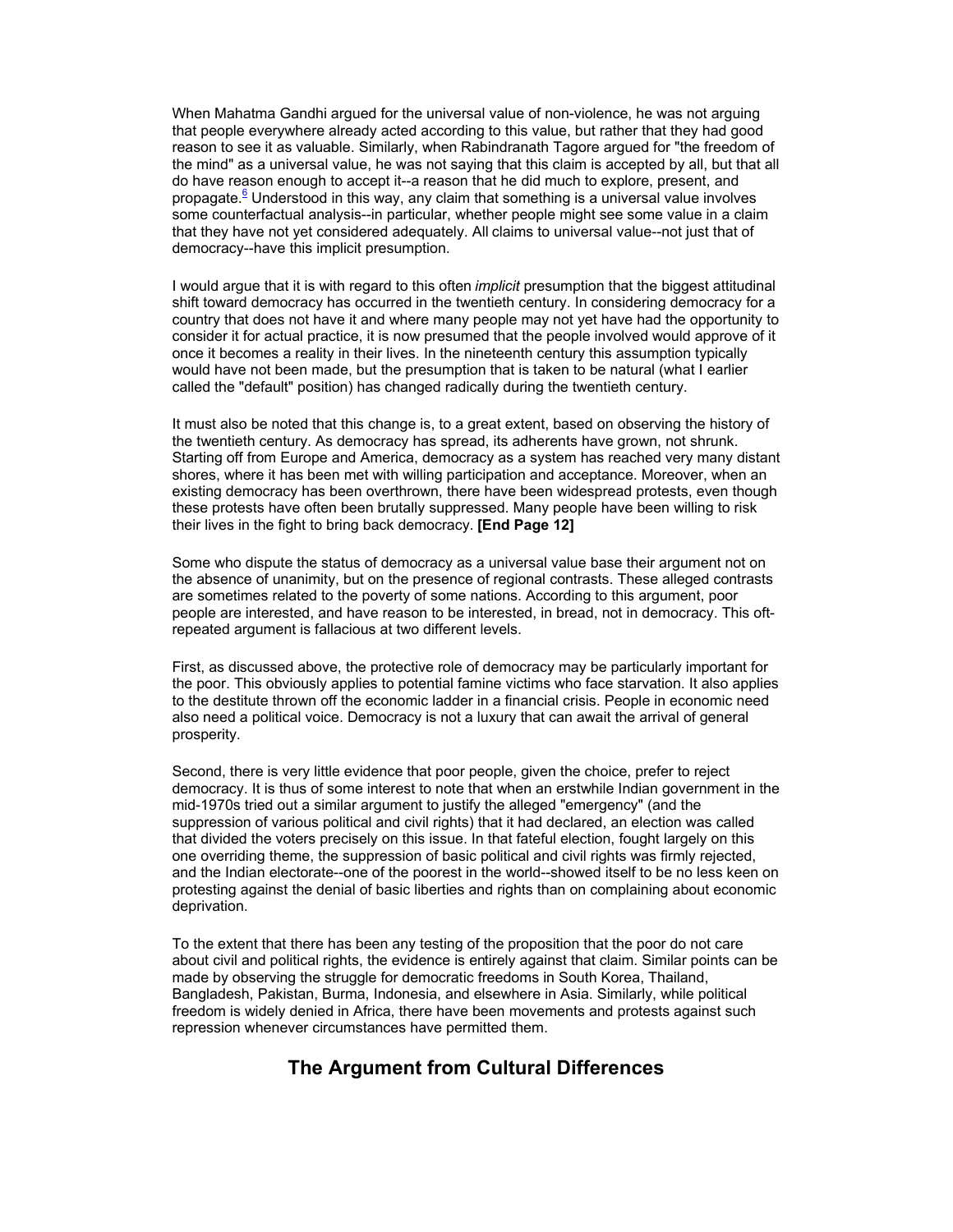When Mahatma Gandhi argued for the universal value of non-violence, he was not arguing that people everywhere already acted according to this value, but rather that they had good reason to see it as valuable. Similarly, when Rabindranath Tagore argued for "the freedom of the mind" as a universal value, he was not saying that this claim is accepted by all, but that all do have reason enough to accept it--a reason that he did much to explore, present, and propagate.[6] Understood in this way, any claim that something is a universal value involves some counterfactual analysis--in particular, whether people might see some value in a claim that they have not yet considered adequately. All claims to universal value--not just that of democracy--have this implicit presumption.

I would argue that it is with regard to this often *implicit* presumption that the biggest attitudinal shift toward democracy has occurred in the twentieth century. In considering democracy for a country that does not have it and where many people may not yet have had the opportunity to consider it for actual practice, it is now presumed that the people involved would approve of it once it becomes a reality in their lives. In the nineteenth century this assumption typically would have not been made, but the presumption that is taken to be natural (what I earlier called the "default" position) has changed radically during the twentieth century.

It must also be noted that this change is, to a great extent, based on observing the history of the twentieth century. As democracy has spread, its adherents have grown, not shrunk. Starting off from Europe and America, democracy as a system has reached very many distant shores, where it has been met with willing participation and acceptance. Moreover, when an existing democracy has been overthrown, there have been widespread protests, even though these protests have often been brutally suppressed. Many people have been willing to risk their lives in the fight to bring back democracy. **[End Page 12]**

Some who dispute the status of democracy as a universal value base their argument not on the absence of unanimity, but on the presence of regional contrasts. These alleged contrasts are sometimes related to the poverty of some nations. According to this argument, poor people are interested, and have reason to be interested, in bread, not in democracy. This oft-repeated argument is fallacious at two different levels.

First, as discussed above, the protective role of democracy may be particularly important for the poor. This obviously applies to potential famine victims who face starvation. It also applies to the destitute thrown off the economic ladder in a financial crisis. People in economic need also need a political voice. Democracy is not a luxury that can await the arrival of general prosperity.

Second, there is very little evidence that poor people, given the choice, prefer to reject democracy. It is thus of some interest to note that when an erstwhile Indian government in the mid-1970s tried out a similar argument to justify the alleged "emergency" (and the suppression of various political and civil rights) that it had declared, an election was called that divided the voters precisely on this issue. In that fateful election, fought largely on this one overriding theme, the suppression of basic political and civil rights was firmly rejected, and the Indian electorate--one of the poorest in the world--showed itself to be no less keen on protesting against the denial of basic liberties and rights than on complaining about economic deprivation.

To the extent that there has been any testing of the proposition that the poor do not care about civil and political rights, the evidence is entirely against that claim. Similar points can be made by observing the struggle for democratic freedoms in South Korea, Thailand, Bangladesh, Pakistan, Burma, Indonesia, and elsewhere in Asia. Similarly, while political freedom is widely denied in Africa, there have been movements and protests against such repression whenever circumstances have permitted them.

## The Argument from Cultural Differences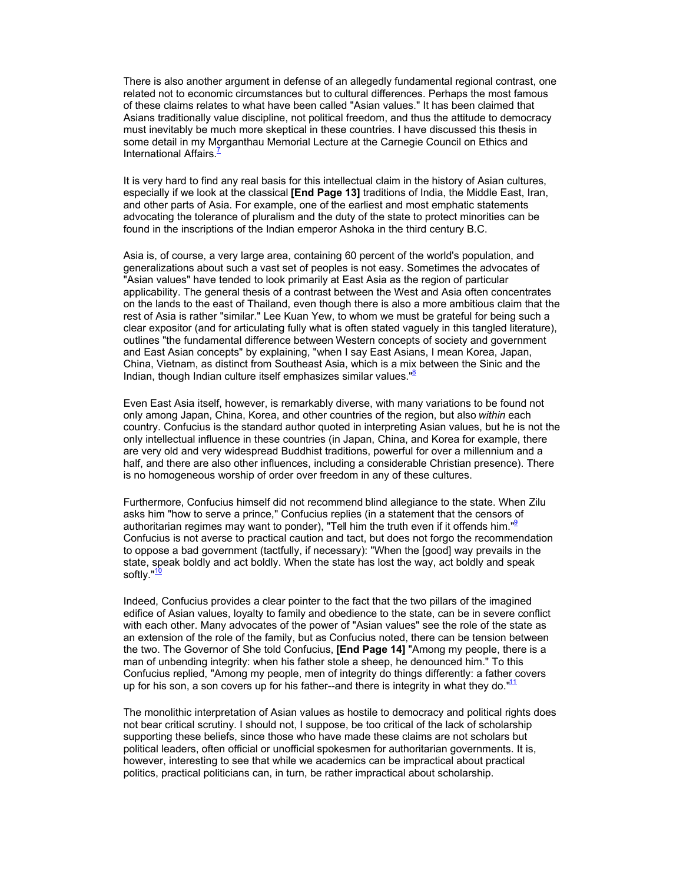There is also another argument in defense of an allegedly fundamental regional contrast, one related not to economic circumstances but to cultural differences. Perhaps the most famous of these claims relates to what have been called "Asian values." It has been claimed that Asians traditionally value discipline, not political freedom, and thus the attitude to democracy must inevitably be much more skeptical in these countries. I have discussed this thesis in some detail in my Morganthau Memorial Lecture at the Carnegie Council on Ethics and International Affairs.[7]

It is very hard to find any real basis for this intellectual claim in the history of Asian cultures, especially if we look at the classical **[End Page 13]** traditions of India, the Middle East, Iran, and other parts of Asia. For example, one of the earliest and most emphatic statements advocating the tolerance of pluralism and the duty of the state to protect minorities can be found in the inscriptions of the Indian emperor Ashoka in the third century B.C.

Asia is, of course, a very large area, containing 60 percent of the world's population, and generalizations about such a vast set of peoples is not easy. Sometimes the advocates of "Asian values" have tended to look primarily at East Asia as the region of particular applicability. The general thesis of a contrast between the West and Asia often concentrates on the lands to the east of Thailand, even though there is also a more ambitious claim that the rest of Asia is rather "similar." Lee Kuan Yew, to whom we must be grateful for being such a clear expositor (and for articulating fully what is often stated vaguely in this tangled literature), outlines "the fundamental difference between Western concepts of society and government and East Asian concepts" by explaining, "when I say East Asians, I mean Korea, Japan, China, Vietnam, as distinct from Southeast Asia, which is a mix between the Sinic and the Indian, though Indian culture itself emphasizes similar values."[8]

Even East Asia itself, however, is remarkably diverse, with many variations to be found not only among Japan, China, Korea, and other countries of the region, but also *within* each country. Confucius is the standard author quoted in interpreting Asian values, but he is not the only intellectual influence in these countries (in Japan, China, and Korea for example, there are very old and very widespread Buddhist traditions, powerful for over a millennium and a half, and there are also other influences, including a considerable Christian presence). There is no homogeneous worship of order over freedom in any of these cultures.

Furthermore, Confucius himself did not recommend blind allegiance to the state. When Zilu asks him "how to serve a prince," Confucius replies (in a statement that the censors of authoritarian regimes may want to ponder), "Tell him the truth even if it offends him."[9] Confucius is not averse to practical caution and tact, but does not forgo the recommendation to oppose a bad government (tactfully, if necessary): "When the [good] way prevails in the state, speak boldly and act boldly. When the state has lost the way, act boldly and speak softly."[10]

Indeed, Confucius provides a clear pointer to the fact that the two pillars of the imagined edifice of Asian values, loyalty to family and obedience to the state, can be in severe conflict with each other. Many advocates of the power of "Asian values" see the role of the state as an extension of the role of the family, but as Confucius noted, there can be tension between the two. The Governor of She told Confucius, **[End Page 14]** "Among my people, there is a man of unbending integrity: when his father stole a sheep, he denounced him." To this Confucius replied, "Among my people, men of integrity do things differently: a father covers up for his son, a son covers up for his father--and there is integrity in what they do."[11]

The monolithic interpretation of Asian values as hostile to democracy and political rights does not bear critical scrutiny. I should not, I suppose, be too critical of the lack of scholarship supporting these beliefs, since those who have made these claims are not scholars but political leaders, often official or unofficial spokesmen for authoritarian governments. It is, however, interesting to see that while we academics can be impractical about practical politics, practical politicians can, in turn, be rather impractical about scholarship.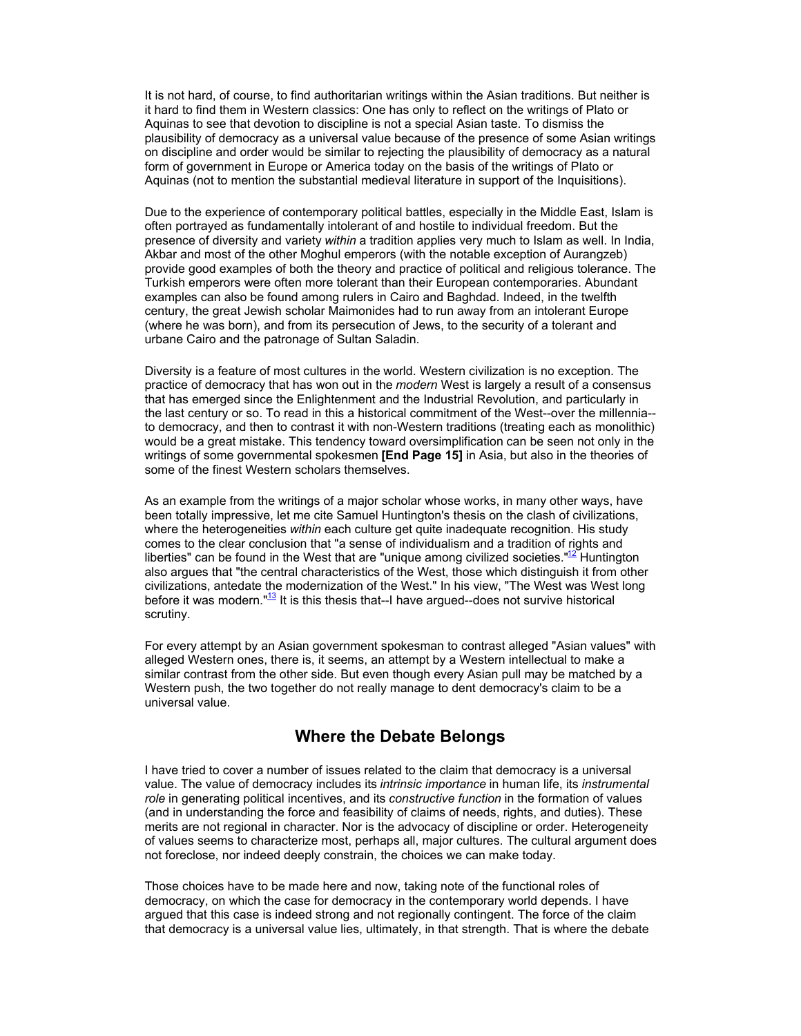It is not hard, of course, to find authoritarian writings within the Asian traditions. But neither is it hard to find them in Western classics: One has only to reflect on the writings of Plato or Aquinas to see that devotion to discipline is not a special Asian taste. To dismiss the plausibility of democracy as a universal value because of the presence of some Asian writings on discipline and order would be similar to rejecting the plausibility of democracy as a natural form of government in Europe or America today on the basis of the writings of Plato or Aquinas (not to mention the substantial medieval literature in support of the Inquisitions).

Due to the experience of contemporary political battles, especially in the Middle East, Islam is often portrayed as fundamentally intolerant of and hostile to individual freedom. But the presence of diversity and variety *within* a tradition applies very much to Islam as well. In India, Akbar and most of the other Moghul emperors (with the notable exception of Aurangzeb) provide good examples of both the theory and practice of political and religious tolerance. The Turkish emperors were often more tolerant than their European contemporaries. Abundant examples can also be found among rulers in Cairo and Baghdad. Indeed, in the twelfth century, the great Jewish scholar Maimonides had to run away from an intolerant Europe (where he was born), and from its persecution of Jews, to the security of a tolerant and urbane Cairo and the patronage of Sultan Saladin.

Diversity is a feature of most cultures in the world. Western civilization is no exception. The practice of democracy that has won out in the *modern* West is largely a result of a consensus that has emerged since the Enlightenment and the Industrial Revolution, and particularly in the last century or so. To read in this a historical commitment of the West--over the millennia--to democracy, and then to contrast it with non-Western traditions (treating each as monolithic) would be a great mistake. This tendency toward oversimplification can be seen not only in the writings of some governmental spokesmen **[End Page 15]** in Asia, but also in the theories of some of the finest Western scholars themselves.

As an example from the writings of a major scholar whose works, in many other ways, have been totally impressive, let me cite Samuel Huntington's thesis on the clash of civilizations, where the heterogeneities *within* each culture get quite inadequate recognition. His study comes to the clear conclusion that "a sense of individualism and a tradition of rights and liberties" can be found in the West that are "unique among civilized societies."[12] Huntington also argues that "the central characteristics of the West, those which distinguish it from other civilizations, antedate the modernization of the West." In his view, "The West was West long before it was modern."[13] It is this thesis that--I have argued--does not survive historical scrutiny.

For every attempt by an Asian government spokesman to contrast alleged "Asian values" with alleged Western ones, there is, it seems, an attempt by a Western intellectual to make a similar contrast from the other side. But even though every Asian pull may be matched by a Western push, the two together do not really manage to dent democracy's claim to be a universal value.

## Where the Debate Belongs

I have tried to cover a number of issues related to the claim that democracy is a universal value. The value of democracy includes its *intrinsic importance* in human life, its *instrumental role* in generating political incentives, and its *constructive function* in the formation of values (and in understanding the force and feasibility of claims of needs, rights, and duties). These merits are not regional in character. Nor is the advocacy of discipline or order. Heterogeneity of values seems to characterize most, perhaps all, major cultures. The cultural argument does not foreclose, nor indeed deeply constrain, the choices we can make today.

Those choices have to be made here and now, taking note of the functional roles of democracy, on which the case for democracy in the contemporary world depends. I have argued that this case is indeed strong and not regionally contingent. The force of the claim that democracy is a universal value lies, ultimately, in that strength. That is where the debate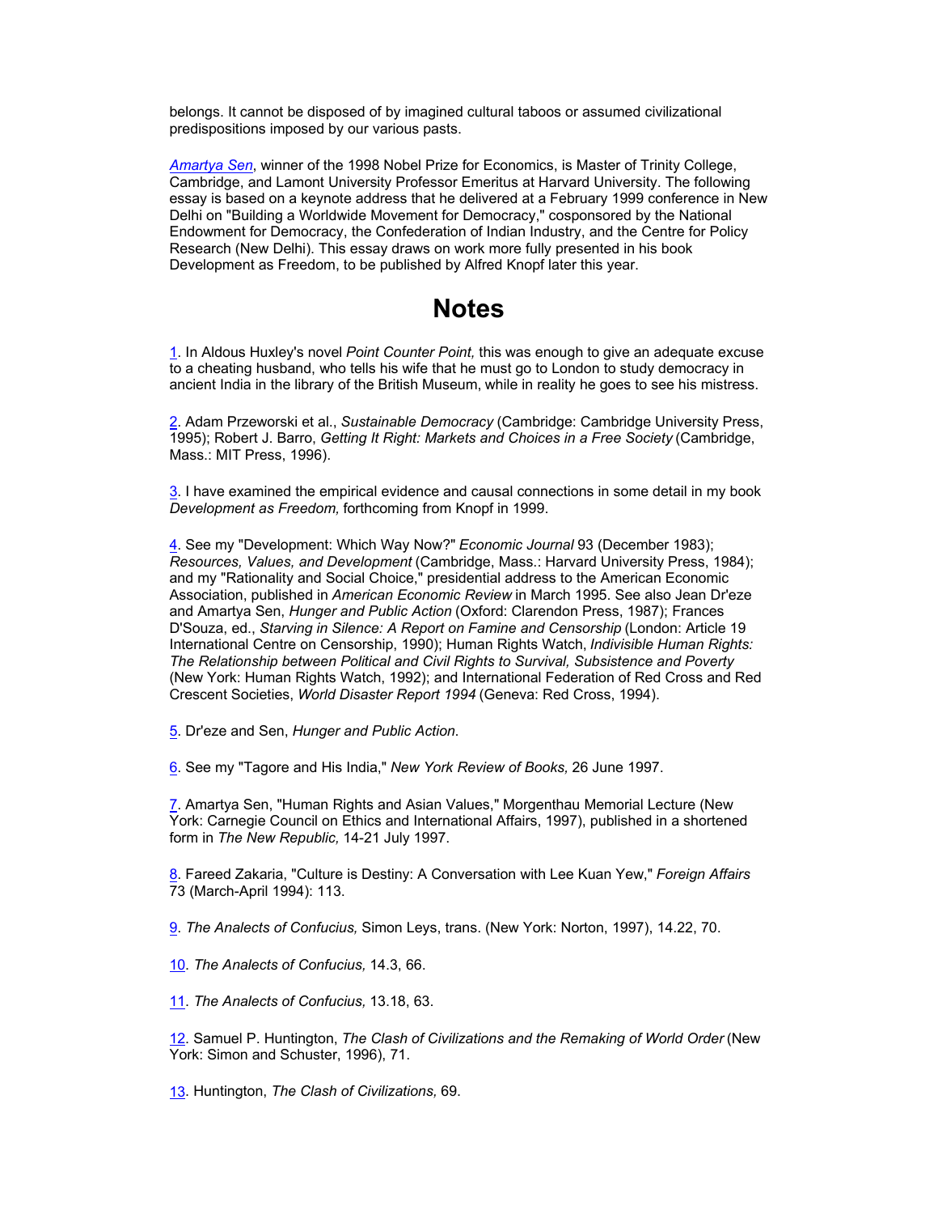belongs. It cannot be disposed of by imagined cultural taboos or assumed civilizational predispositions imposed by our various pasts.

*Amartya Sen*, winner of the 1998 Nobel Prize for Economics, is Master of Trinity College, Cambridge, and Lamont University Professor Emeritus at Harvard University. The following essay is based on a keynote address that he delivered at a February 1999 conference in New Delhi on "Building a Worldwide Movement for Democracy," cosponsored by the National Endowment for Democracy, the Confederation of Indian Industry, and the Centre for Policy Research (New Delhi). This essay draws on work more fully presented in his book Development as Freedom, to be published by Alfred Knopf later this year.

# Notes

1. In Aldous Huxley's novel *Point Counter Point,* this was enough to give an adequate excuse to a cheating husband, who tells his wife that he must go to London to study democracy in ancient India in the library of the British Museum, while in reality he goes to see his mistress.

2. Adam Przeworski et al., *Sustainable Democracy* (Cambridge: Cambridge University Press, 1995); Robert J. Barro, *Getting It Right: Markets and Choices in a Free Society* (Cambridge, Mass.: MIT Press, 1996).

3. I have examined the empirical evidence and causal connections in some detail in my book *Development as Freedom,* forthcoming from Knopf in 1999.

4. See my "Development: Which Way Now?" *Economic Journal* 93 (December 1983); *Resources, Values, and Development* (Cambridge, Mass.: Harvard University Press, 1984); and my "Rationality and Social Choice," presidential address to the American Economic Association, published in *American Economic Review* in March 1995. See also Jean Dr'eze and Amartya Sen, *Hunger and Public Action* (Oxford: Clarendon Press, 1987); Frances D'Souza, ed., *Starving in Silence: A Report on Famine and Censorship* (London: Article 19 International Centre on Censorship, 1990); Human Rights Watch, *Indivisible Human Rights: The Relationship between Political and Civil Rights to Survival, Subsistence and Poverty* (New York: Human Rights Watch, 1992); and International Federation of Red Cross and Red Crescent Societies, *World Disaster Report 1994* (Geneva: Red Cross, 1994).

5. Dr'eze and Sen, *Hunger and Public Action*.

6. See my "Tagore and His India," *New York Review of Books,* 26 June 1997.

7. Amartya Sen, "Human Rights and Asian Values," Morgenthau Memorial Lecture (New York: Carnegie Council on Ethics and International Affairs, 1997), published in a shortened form in *The New Republic,* 14-21 July 1997.

8. Fareed Zakaria, "Culture is Destiny: A Conversation with Lee Kuan Yew," *Foreign Affairs* 73 (March-April 1994): 113.

9. *The Analects of Confucius,* Simon Leys, trans. (New York: Norton, 1997), 14.22, 70.

10. *The Analects of Confucius,* 14.3, 66.

11. *The Analects of Confucius,* 13.18, 63.

12. Samuel P. Huntington, *The Clash of Civilizations and the Remaking of World Order* (New York: Simon and Schuster, 1996), 71.

13. Huntington, *The Clash of Civilizations,* 69.